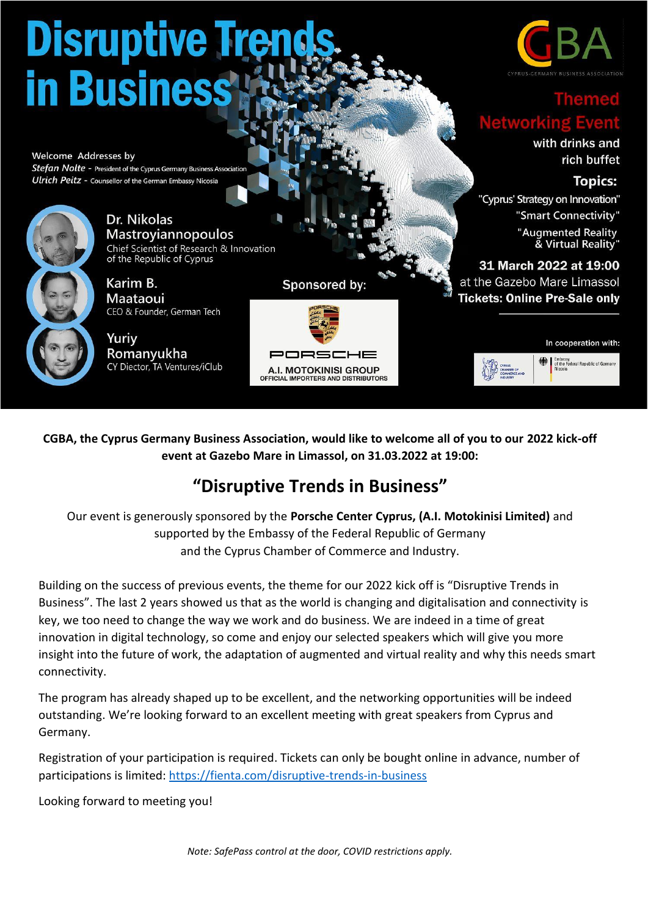# Disruptive Trends in Business

**CGBA** — CYPRUS-GERMANY BUSINESS ASSOCIATION

**Themed Networking Event**

with drinks and rich buffet

**Topics:**

"Cyprus' Strategy on Innovation"

"Smart Connectivity"

"Augmented Reality & Virtual Reality"

**31 March 2022 at 19:00**

at the Gazebo Mare Limassol

**Tickets: Online Pre-Sale only**

Welcome Addresses by

*Stefan Nolte* - President of the Cyprus Germany Business Association

*Ulrich Peitz* - Counsellor of the German Embassy Nicosia

**Dr. Nikolas Mastroyiannopoulos**
Chief Scientist of Research & Innovation of the Republic of Cyprus

**Karim B. Maataoui**
CEO & Founder, German Tech

**Yuriy Romanyukha**
CY Diector, TA Ventures/iClub

Sponsored by:

PORSCHE

A.I. MOTOKINISI GROUP
OFFICIAL IMPORTERS AND DISTRIBUTORS

In cooperation with:

Cyprus Chamber of Commerce and Industry

Embassy of the Federal Republic of Germany Nicosia

---

**CGBA, the Cyprus Germany Business Association, would like to welcome all of you to our 2022 kick-off event at Gazebo Mare in Limassol, on 31.03.2022 at 19:00:**

## "Disruptive Trends in Business"

Our event is generously sponsored by the **Porsche Center Cyprus, (A.I. Motokinisi Limited)** and supported by the Embassy of the Federal Republic of Germany and the Cyprus Chamber of Commerce and Industry.

Building on the success of previous events, the theme for our 2022 kick off is "Disruptive Trends in Business". The last 2 years showed us that as the world is changing and digitalisation and connectivity is key, we too need to change the way we work and do business. We are indeed in a time of great innovation in digital technology, so come and enjoy our selected speakers which will give you more insight into the future of work, the adaptation of augmented and virtual reality and why this needs smart connectivity.

The program has already shaped up to be excellent, and the networking opportunities will be indeed outstanding. We're looking forward to an excellent meeting with great speakers from Cyprus and Germany.

Registration of your participation is required. Tickets can only be bought online in advance, number of participations is limited: https://fienta.com/disruptive-trends-in-business

Looking forward to meeting you!

*Note: SafePass control at the door, COVID restrictions apply.*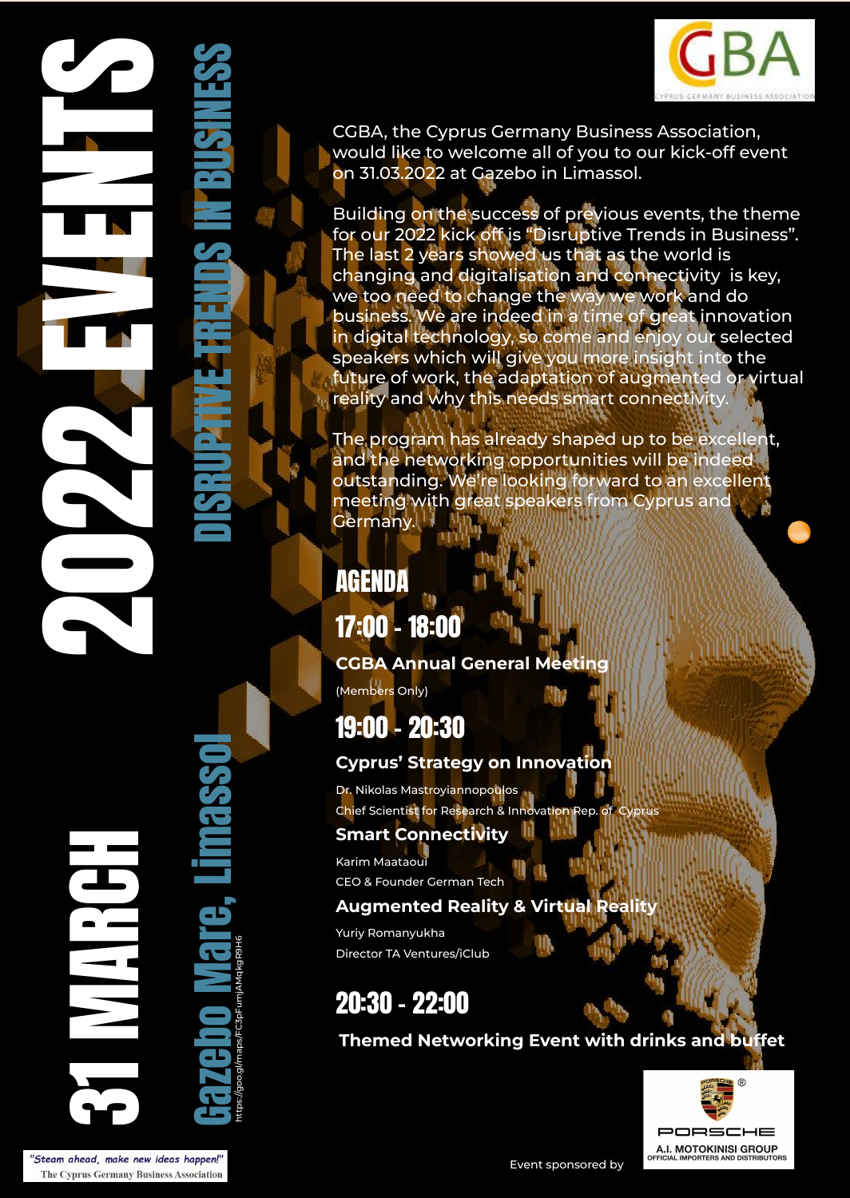# 2022 EVENTS

## DISRUPTIVE TRENDS IN BUSINESS

CGBA

CYPRUS GERMANY BUSINESS ASSOCIATION

CGBA, the Cyprus Germany Business Association, would like to welcome all of you to our kick-off event on 31.03.2022 at Gazebo in Limassol.

Building on the success of previous events, the theme for our 2022 kick off is "Disruptive Trends in Business". The last 2 years showed us that as the world is changing and digitalisation and connectivity is key, we too need to change the way we work and do business. We are indeed in a time of great innovation in digital technology, so come and enjoy our selected speakers which will give you more insight into the future of work, the adaptation of augmented or virtual reality and why this needs smart connectivity.

The program has already shaped up to be excellent, and the networking opportunities will be indeed outstanding. We're looking forward to an excellent meeting with great speakers from Cyprus and Germany.

## AGENDA

### 17:00 - 18:00

**CGBA Annual General Meeting**

(Members Only)

### 19:00 - 20:30

**Cyprus' Strategy on Innovation**

Dr. Nikolas Mastroyiannopoulos
Chief Scientist for Research & Innovation Rep. of Cyprus

**Smart Connectivity**

Karim Maataoui
CEO & Founder German Tech

**Augmented Reality & Virtual Reality**

Yuriy Romanyukha
Director TA Ventures/iClub

### 20:30 - 22:00

**Themed Networking Event with drinks and buffet**

## 31 MARCH

## Gazebo Mare, Limassol

https://goo.gl/maps/FC3pFumJAMqkgR9H6

*"Steam ahead, make new ideas happen!"*
The Cyprus Germany Business Association

Event sponsored by

PORSCHE
A.I. MOTOKINISI GROUP
OFFICIAL IMPORTERS AND DISTRIBUTORS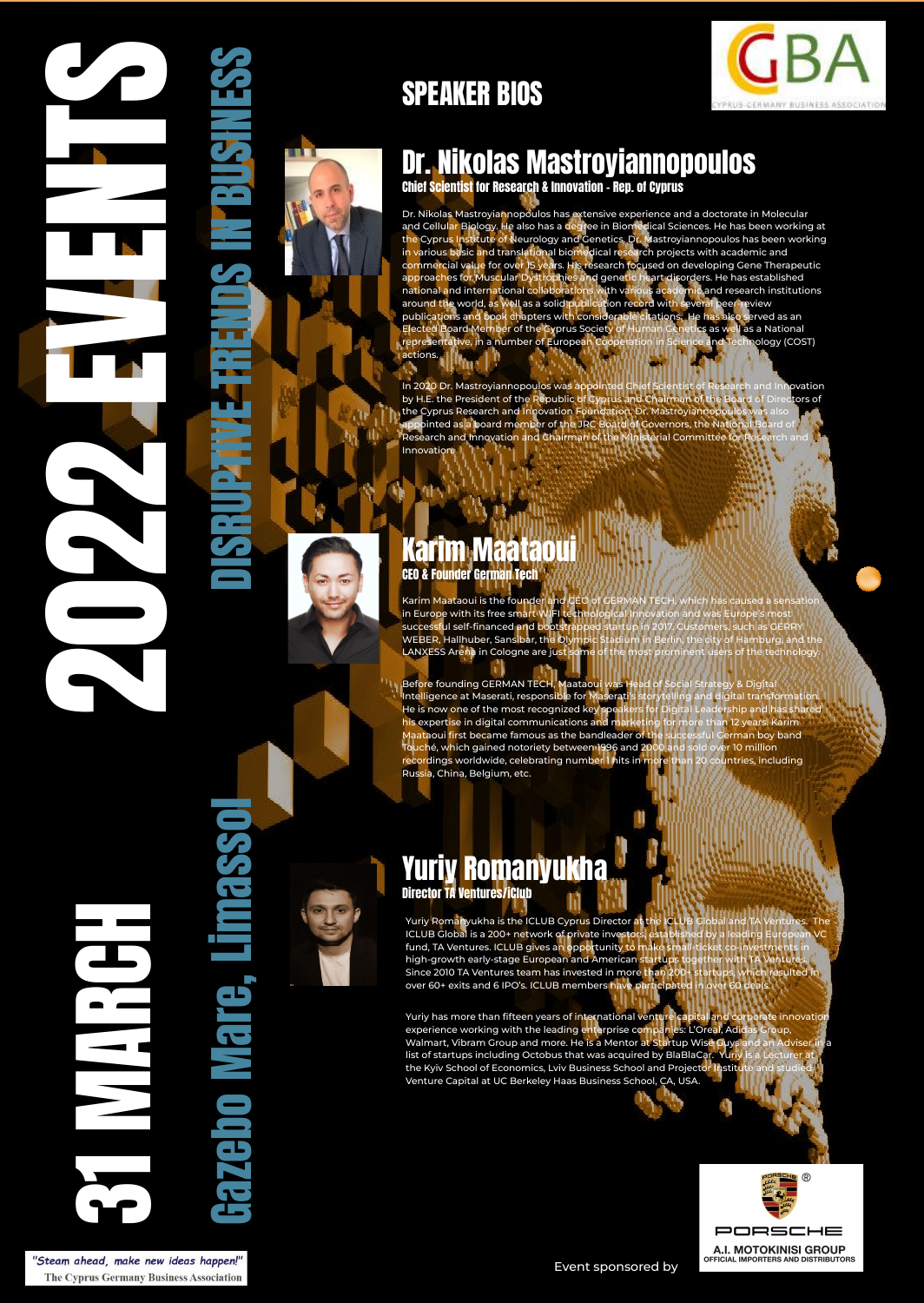# 2022 EVENTS

## DISRUPTIVE TRENDS IN BUSINESS

31 MARCH

Gazebo Mare, Limassol

CGBA

CYPRUS-GERMANY BUSINESS ASSOCIATION

# SPEAKER BIOS

## Dr. Nikolas Mastroyiannopoulos

### Chief Scientist for Research & Innovation - Rep. of Cyprus

Dr. Nikolas Mastroyiannopoulos has extensive experience and a doctorate in Molecular and Cellular Biology. He also has a degree in Biomedical Sciences. He has been working at the Cyprus Institute of Neurology and Genetics. Dr. Mastroyiannopoulos has been working in various basic and translational biomedical research projects with academic and commercial value for over 15 years. His research focused on developing Gene Therapeutic approaches for Muscular Dystrophies and genetic heart disorders. He has established national and international collaborations with various academic and research institutions around the world, as well as a solid publication record with several peer-review publications and book chapters with considerable citations. He has also served as an Elected Board Member of the Cyprus Society of Human Genetics as well as a National representative, in a number of European Cooperation in Science and Technology (COST) actions.

In 2020 Dr. Mastroyiannopoulos was appointed Chief Scientist of Research and Innovation by H.E. the President of the Republic of Cyprus and Chairman of the Board of Directors of the Cyprus Research and Innovation Foundation. Dr. Mastroyiannopoulos was also appointed as a board member of the JRC Board of Governors, the National Board of Research and Innovation and Chairman of the Ministerial Committee for Research and Innovation.

## Karim Maataoui

### CEO & Founder German Tech

Karim Maataoui is the founder and CEO of GERMAN TECH, which has caused a sensation in Europe with its free smart WIFI technological innovation and was Europe's most successful self-financed and bootstrapped startup in 2017. Customers, such as GERRY WEBER, Hallhuber, Sansibar, the Olympic Stadium in Berlin, the city of Hamburg, and the LANXESS Arena in Cologne are just some of the most prominent users of the technology.

Before founding GERMAN TECH, Maataoui was Head of Social Strategy & Digital Intelligence at Maserati, responsible for Maserati's storytelling and digital transformation. He is now one of the most recognized key speakers for Digital Leadership and has shared his expertise in digital communications and marketing for more than 12 years. Karim Maataoui first became famous as the bandleader of the successful German boy band Touché, which gained notoriety between 1996 and 2000 and sold over 10 million recordings worldwide, celebrating number 1 hits in more than 20 countries, including Russia, China, Belgium, etc.

## Yuriy Romanyukha

### Director TA Ventures/iClub

Yuriy Romanyukha is the ICLUB Cyprus Director at the ICLUB Global and TA Ventures. The ICLUB Global is a 200+ network of private investors, established by a leading European VC fund, TA Ventures. ICLUB gives an opportunity to make small-ticket co-investments in high-growth early-stage European and American startups together with TA Ventures. Since 2010 TA Ventures team has invested in more than 200+ startups, which resulted in over 60+ exits and 6 IPO's. ICLUB members have participated in over 60 deals.

Yuriy has more than fifteen years of international venture capital and corporate innovation experience working with the leading enterprise companies: L'Oreal, Adidas Group, Walmart, Vibram Group and more. He is a Mentor at Startup Wise Guys and an Adviser in a list of startups including Octobus that was acquired by BlaBlaCar. Yuriy is a Lecturer at the Kyiv School of Economics, Lviv Business School and Projector Institute and studied Venture Capital at UC Berkeley Haas Business School, CA, USA.

*"Steam ahead, make new ideas happen!"*
The Cyprus Germany Business Association

Event sponsored by

PORSCHE
A.I. MOTOKINISI GROUP
OFFICIAL IMPORTERS AND DISTRIBUTORS